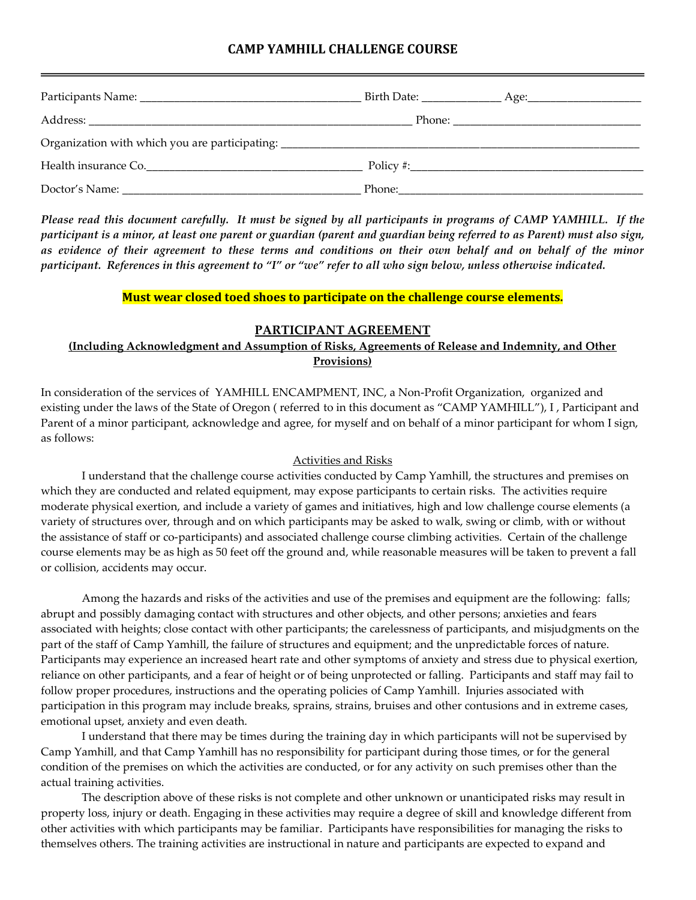# CAMP YAMHILL CHALLENGE COURSE

---

Participants Name: ______________________________________ Birth Date: _____________ Age:___________________

Address: _______________________________________________________ Phone: ________________________________

Organization with which you are participating: _______________________________________________________________

Health insurance Co.____________________________________ Policy #:________________________________________

Doctor's Name: _________________________________________ Phone:__________________________________________

***Please read this document carefully. It must be signed by all participants in programs of CAMP YAMHILL. If the participant is a minor, at least one parent or guardian (parent and guardian being referred to as Parent) must also sign, as evidence of their agreement to these terms and conditions on their own behalf and on behalf of the minor participant. References in this agreement to "I" or "we" refer to all who sign below, unless otherwise indicated.***

**Must wear closed toed shoes to participate on the challenge course elements.**

## PARTICIPANT AGREEMENT

**(Including Acknowledgment and Assumption of Risks, Agreements of Release and Indemnity, and Other Provisions)**

In consideration of the services of YAMHILL ENCAMPMENT, INC, a Non-Profit Organization, organized and existing under the laws of the State of Oregon ( referred to in this document as "CAMP YAMHILL"), I , Participant and Parent of a minor participant, acknowledge and agree, for myself and on behalf of a minor participant for whom I sign, as follows:

### Activities and Risks

I understand that the challenge course activities conducted by Camp Yamhill, the structures and premises on which they are conducted and related equipment, may expose participants to certain risks. The activities require moderate physical exertion, and include a variety of games and initiatives, high and low challenge course elements (a variety of structures over, through and on which participants may be asked to walk, swing or climb, with or without the assistance of staff or co-participants) and associated challenge course climbing activities. Certain of the challenge course elements may be as high as 50 feet off the ground and, while reasonable measures will be taken to prevent a fall or collision, accidents may occur.

Among the hazards and risks of the activities and use of the premises and equipment are the following: falls; abrupt and possibly damaging contact with structures and other objects, and other persons; anxieties and fears associated with heights; close contact with other participants; the carelessness of participants, and misjudgments on the part of the staff of Camp Yamhill, the failure of structures and equipment; and the unpredictable forces of nature. Participants may experience an increased heart rate and other symptoms of anxiety and stress due to physical exertion, reliance on other participants, and a fear of height or of being unprotected or falling. Participants and staff may fail to follow proper procedures, instructions and the operating policies of Camp Yamhill. Injuries associated with participation in this program may include breaks, sprains, strains, bruises and other contusions and in extreme cases, emotional upset, anxiety and even death.

I understand that there may be times during the training day in which participants will not be supervised by Camp Yamhill, and that Camp Yamhill has no responsibility for participant during those times, or for the general condition of the premises on which the activities are conducted, or for any activity on such premises other than the actual training activities.

The description above of these risks is not complete and other unknown or unanticipated risks may result in property loss, injury or death. Engaging in these activities may require a degree of skill and knowledge different from other activities with which participants may be familiar. Participants have responsibilities for managing the risks to themselves others. The training activities are instructional in nature and participants are expected to expand and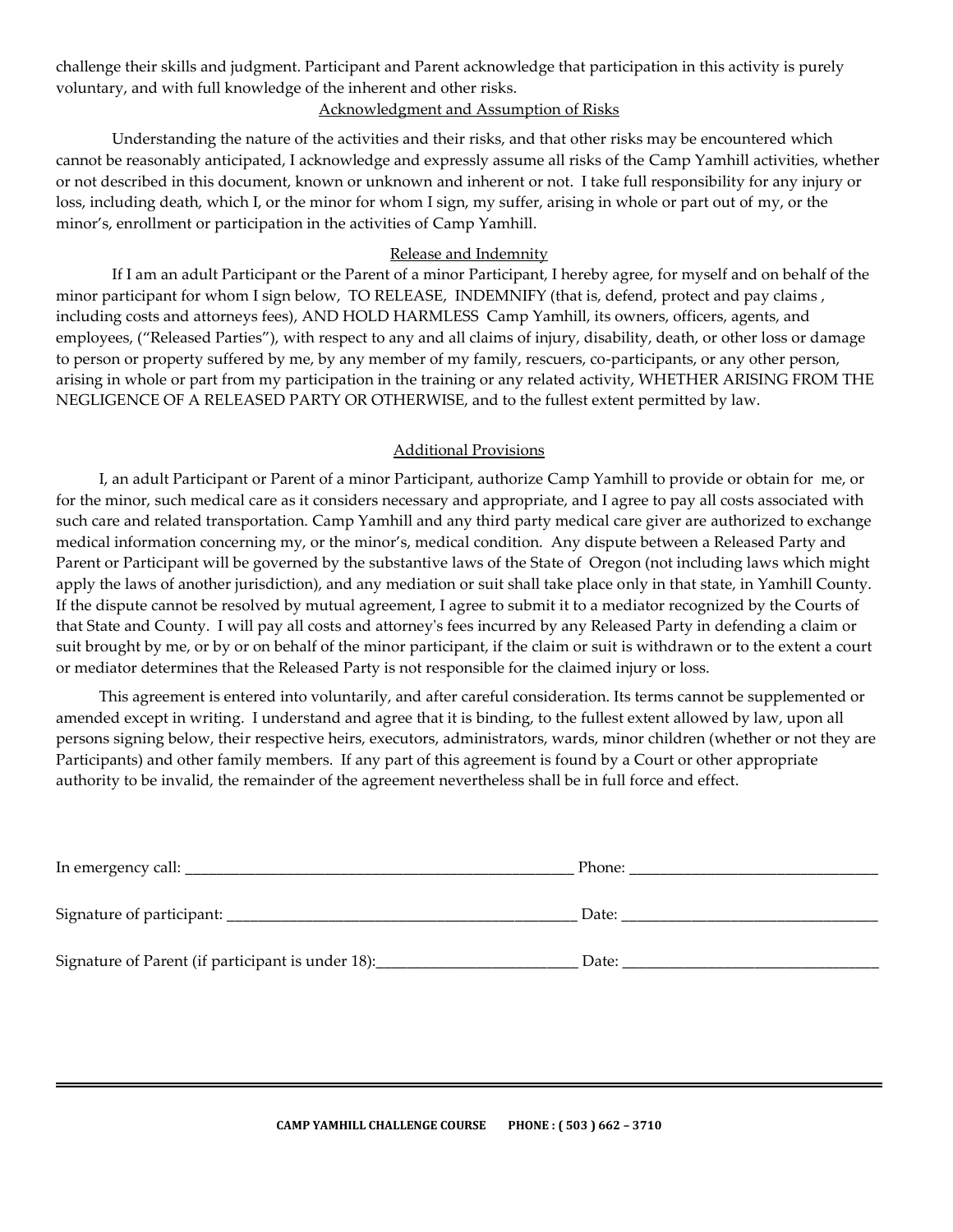challenge their skills and judgment. Participant and Parent acknowledge that participation in this activity is purely voluntary, and with full knowledge of the inherent and other risks.

## Acknowledgment and Assumption of Risks

Understanding the nature of the activities and their risks, and that other risks may be encountered which cannot be reasonably anticipated, I acknowledge and expressly assume all risks of the Camp Yamhill activities, whether or not described in this document, known or unknown and inherent or not. I take full responsibility for any injury or loss, including death, which I, or the minor for whom I sign, my suffer, arising in whole or part out of my, or the minor's, enrollment or participation in the activities of Camp Yamhill.

## Release and Indemnity

If I am an adult Participant or the Parent of a minor Participant, I hereby agree, for myself and on behalf of the minor participant for whom I sign below, TO RELEASE, INDEMNIFY (that is, defend, protect and pay claims , including costs and attorneys fees), AND HOLD HARMLESS Camp Yamhill, its owners, officers, agents, and employees, ("Released Parties"), with respect to any and all claims of injury, disability, death, or other loss or damage to person or property suffered by me, by any member of my family, rescuers, co-participants, or any other person, arising in whole or part from my participation in the training or any related activity, WHETHER ARISING FROM THE NEGLIGENCE OF A RELEASED PARTY OR OTHERWISE, and to the fullest extent permitted by law.

## Additional Provisions

I, an adult Participant or Parent of a minor Participant, authorize Camp Yamhill to provide or obtain for me, or for the minor, such medical care as it considers necessary and appropriate, and I agree to pay all costs associated with such care and related transportation. Camp Yamhill and any third party medical care giver are authorized to exchange medical information concerning my, or the minor's, medical condition. Any dispute between a Released Party and Parent or Participant will be governed by the substantive laws of the State of Oregon (not including laws which might apply the laws of another jurisdiction), and any mediation or suit shall take place only in that state, in Yamhill County. If the dispute cannot be resolved by mutual agreement, I agree to submit it to a mediator recognized by the Courts of that State and County. I will pay all costs and attorney's fees incurred by any Released Party in defending a claim or suit brought by me, or by or on behalf of the minor participant, if the claim or suit is withdrawn or to the extent a court or mediator determines that the Released Party is not responsible for the claimed injury or loss.

This agreement is entered into voluntarily, and after careful consideration. Its terms cannot be supplemented or amended except in writing. I understand and agree that it is binding, to the fullest extent allowed by law, upon all persons signing below, their respective heirs, executors, administrators, wards, minor children (whether or not they are Participants) and other family members. If any part of this agreement is found by a Court or other appropriate authority to be invalid, the remainder of the agreement nevertheless shall be in full force and effect.

In emergency call: ____________________________________________________ Phone: ________________________________

Signature of participant: _______________________________________________ Date: _________________________________

Signature of Parent (if participant is under 18):__________________________ Date: _________________________________

**CAMP YAMHILL CHALLENGE COURSE PHONE : ( 503 ) 662 – 3710**